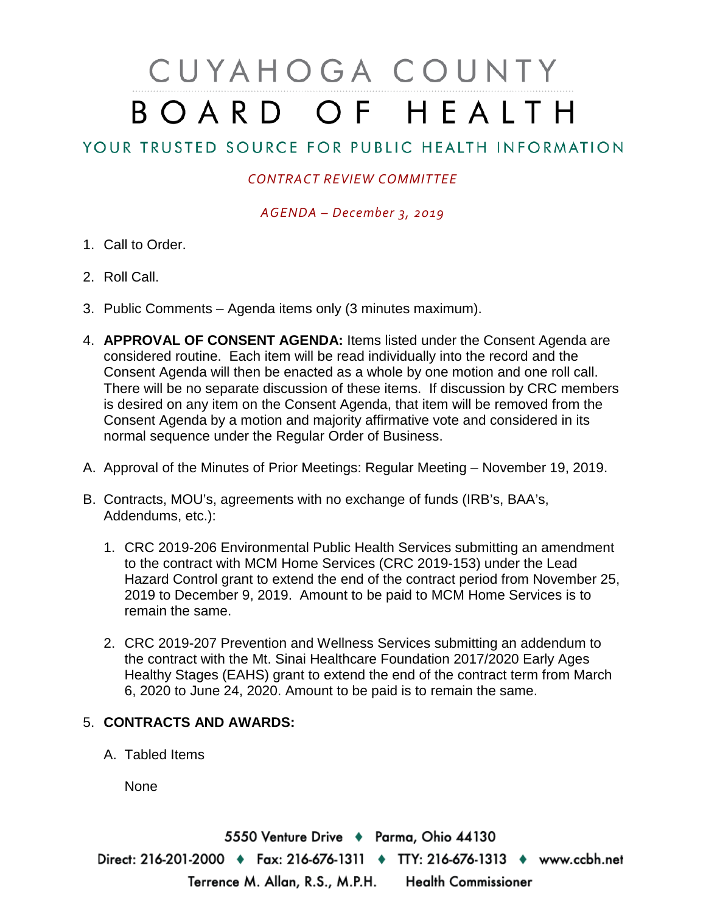# CUYAHOGA COUNTY BOARD OF HEALTH

## YOUR TRUSTED SOURCE FOR PUBLIC HEALTH INFORMATION

*CONTRACT REVIEW COMMITTEE*

*AGENDA – December 3, 2019*

1. Call to Order.
2. Roll Call.
3. Public Comments – Agenda items only (3 minutes maximum).
4. **APPROVAL OF CONSENT AGENDA:** Items listed under the Consent Agenda are considered routine. Each item will be read individually into the record and the Consent Agenda will then be enacted as a whole by one motion and one roll call. There will be no separate discussion of these items. If discussion by CRC members is desired on any item on the Consent Agenda, that item will be removed from the Consent Agenda by a motion and majority affirmative vote and considered in its normal sequence under the Regular Order of Business.

A. Approval of the Minutes of Prior Meetings: Regular Meeting – November 19, 2019.

B. Contracts, MOU's, agreements with no exchange of funds (IRB's, BAA's, Addendums, etc.):

1. CRC 2019-206 Environmental Public Health Services submitting an amendment to the contract with MCM Home Services (CRC 2019-153) under the Lead Hazard Control grant to extend the end of the contract period from November 25, 2019 to December 9, 2019. Amount to be paid to MCM Home Services is to remain the same.
2. CRC 2019-207 Prevention and Wellness Services submitting an addendum to the contract with the Mt. Sinai Healthcare Foundation 2017/2020 Early Ages Healthy Stages (EAHS) grant to extend the end of the contract term from March 6, 2020 to June 24, 2020. Amount to be paid is to remain the same.

5. **CONTRACTS AND AWARDS:**

A. Tabled Items

None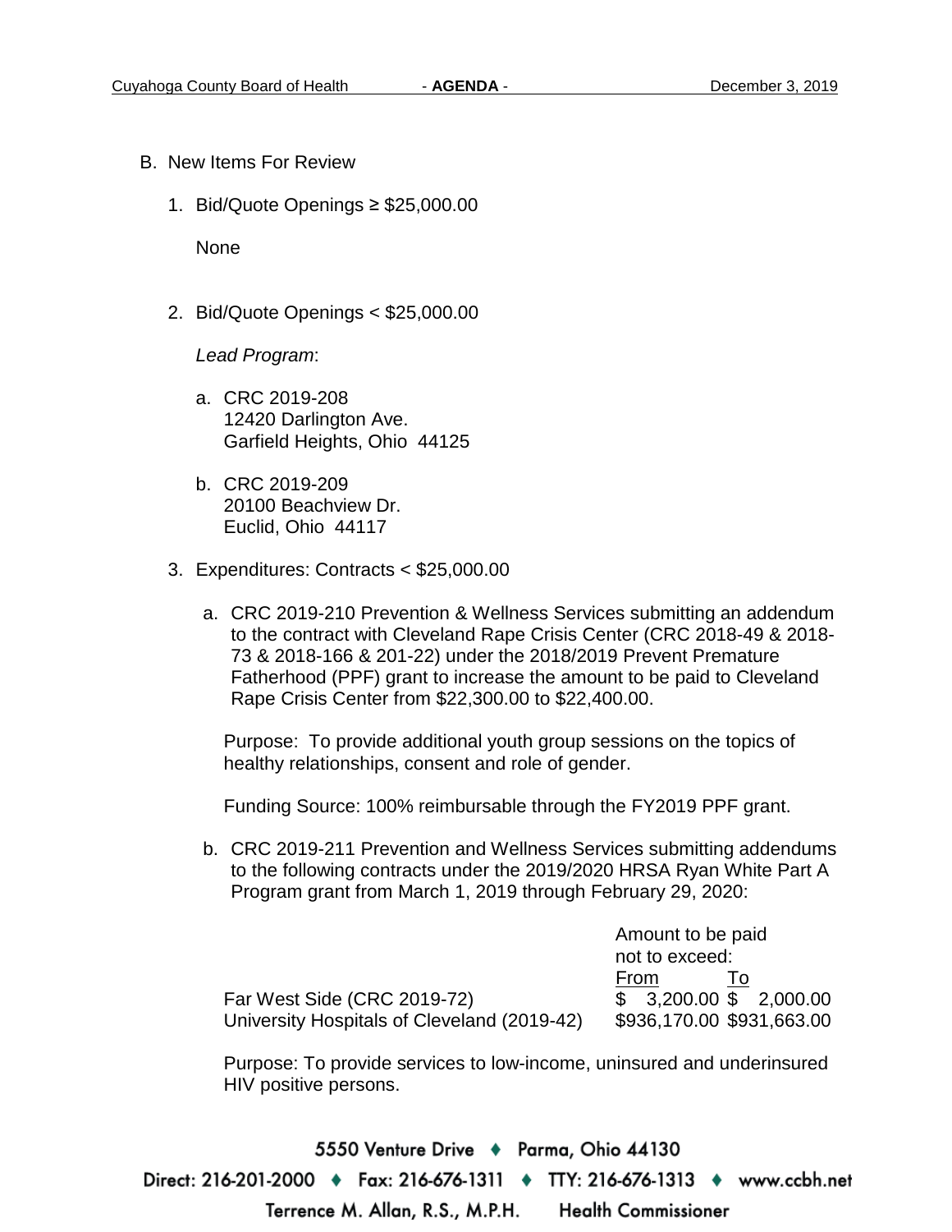B. New Items For Review

1. Bid/Quote Openings ≥ $25,000.00

   None

2. Bid/Quote Openings < $25,000.00

   *Lead Program*:

   a. CRC 2019-208
      12420 Darlington Ave.
      Garfield Heights, Ohio 44125

   b. CRC 2019-209
      20100 Beachview Dr.
      Euclid, Ohio 44117

3. Expenditures: Contracts < $25,000.00

   a. CRC 2019-210 Prevention & Wellness Services submitting an addendum to the contract with Cleveland Rape Crisis Center (CRC 2018-49 & 2018-73 & 2018-166 & 201-22) under the 2018/2019 Prevent Premature Fatherhood (PPF) grant to increase the amount to be paid to Cleveland Rape Crisis Center from $22,300.00 to $22,400.00.

      Purpose: To provide additional youth group sessions on the topics of healthy relationships, consent and role of gender.

      Funding Source: 100% reimbursable through the FY2019 PPF grant.

   b. CRC 2019-211 Prevention and Wellness Services submitting addendums to the following contracts under the 2019/2020 HRSA Ryan White Part A Program grant from March 1, 2019 through February 29, 2020:

| | Amount to be paid not to exceed: | |
|---|---|---|
| | From | To |
| Far West Side (CRC 2019-72) | $ 3,200.00 | $ 2,000.00 |
| University Hospitals of Cleveland (2019-42) | $936,170.00 | $931,663.00 |

      Purpose: To provide services to low-income, uninsured and underinsured HIV positive persons.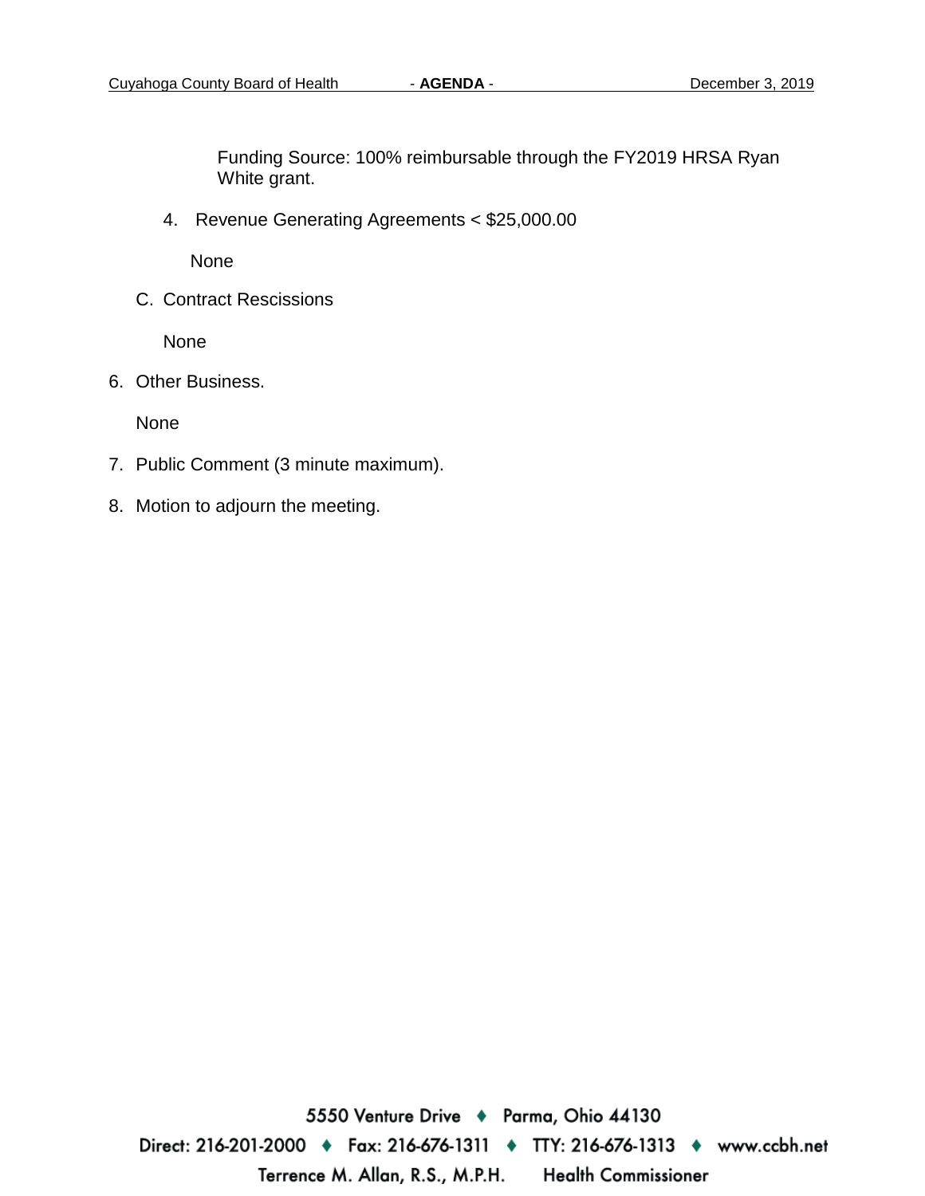Funding Source: 100% reimbursable through the FY2019 HRSA Ryan White grant.

4. Revenue Generating Agreements < $25,000.00

   None

C. Contract Rescissions

   None

6. Other Business.

   None

7. Public Comment (3 minute maximum).

8. Motion to adjourn the meeting.